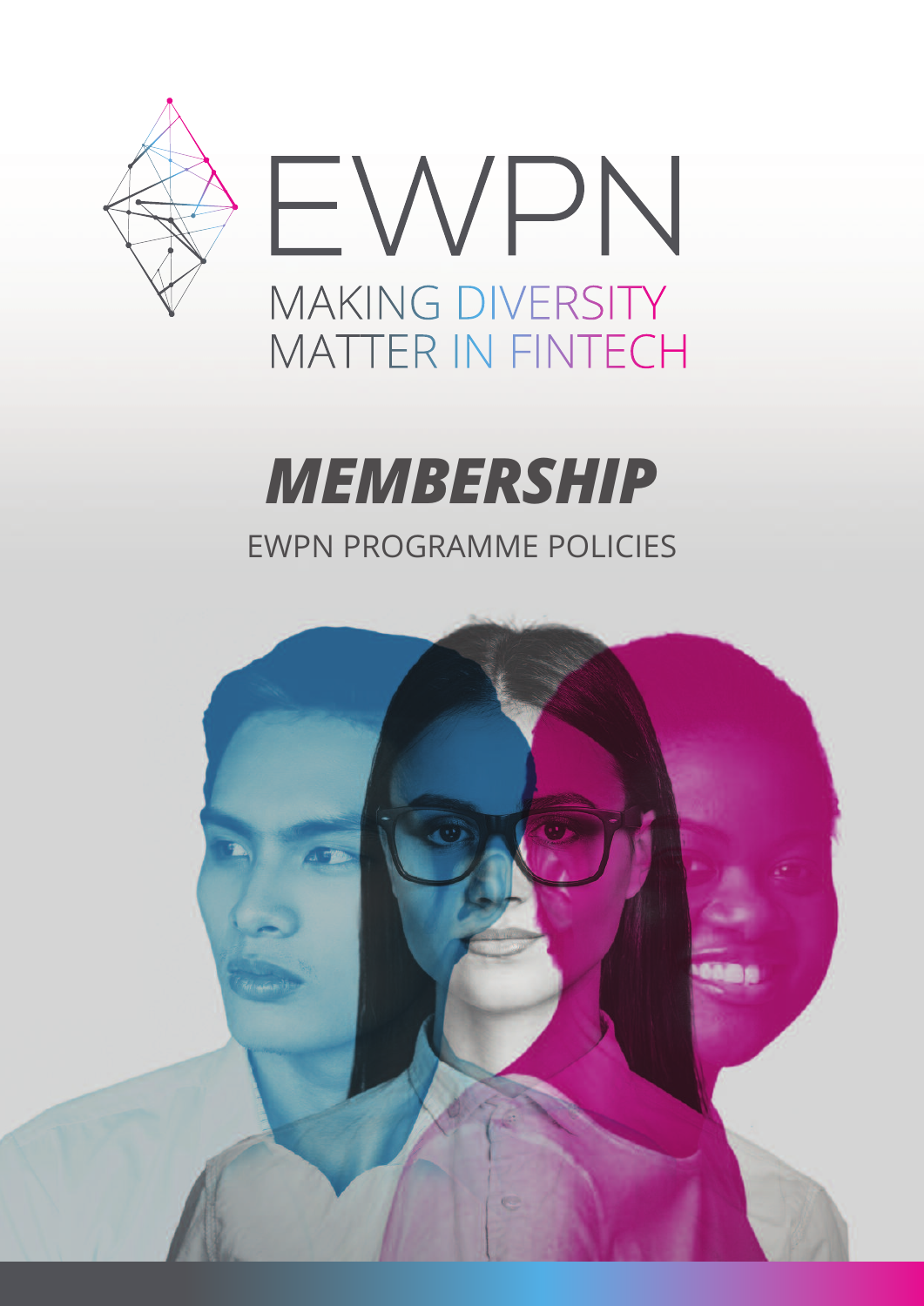# EWPN

MAKING DIVERSITY MATTER IN FINTECH

# ***MEMBERSHIP***

## EWPN PROGRAMME POLICIES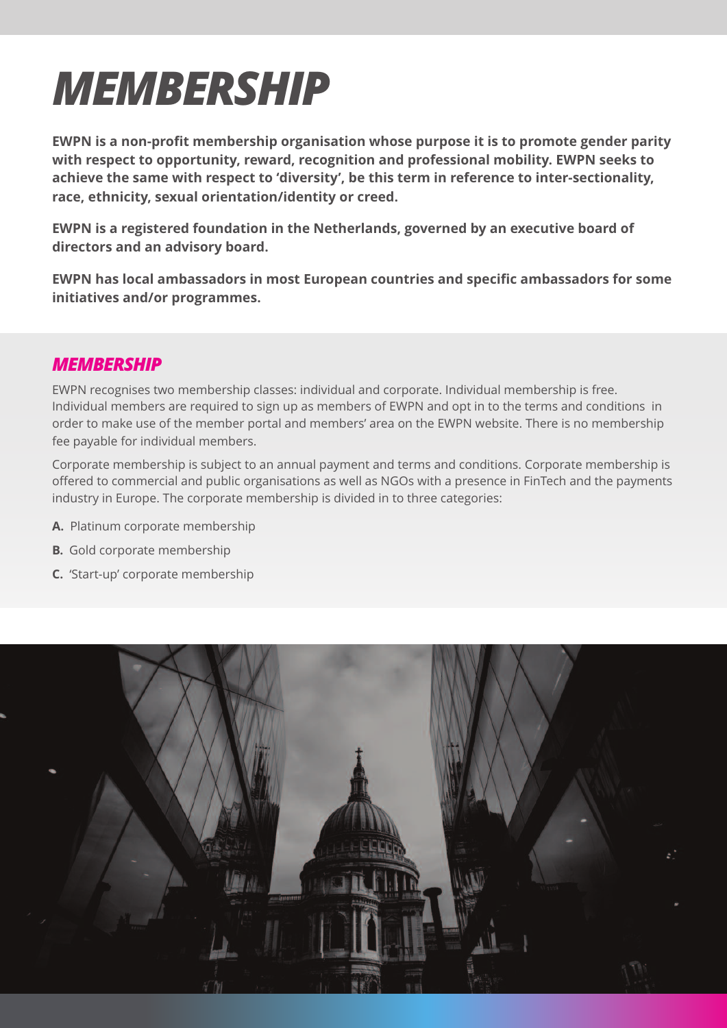# MEMBERSHIP

**EWPN is a non-profit membership organisation whose purpose it is to promote gender parity with respect to opportunity, reward, recognition and professional mobility. EWPN seeks to achieve the same with respect to 'diversity', be this term in reference to inter-sectionality, race, ethnicity, sexual orientation/identity or creed.**

**EWPN is a registered foundation in the Netherlands, governed by an executive board of directors and an advisory board.**

**EWPN has local ambassadors in most European countries and specific ambassadors for some initiatives and/or programmes.**

## *MEMBERSHIP*

EWPN recognises two membership classes: individual and corporate. Individual membership is free. Individual members are required to sign up as members of EWPN and opt in to the terms and conditions in order to make use of the member portal and members' area on the EWPN website. There is no membership fee payable for individual members.

Corporate membership is subject to an annual payment and terms and conditions. Corporate membership is offered to commercial and public organisations as well as NGOs with a presence in FinTech and the payments industry in Europe. The corporate membership is divided in to three categories:

**A.** Platinum corporate membership

**B.** Gold corporate membership

**C.** 'Start-up' corporate membership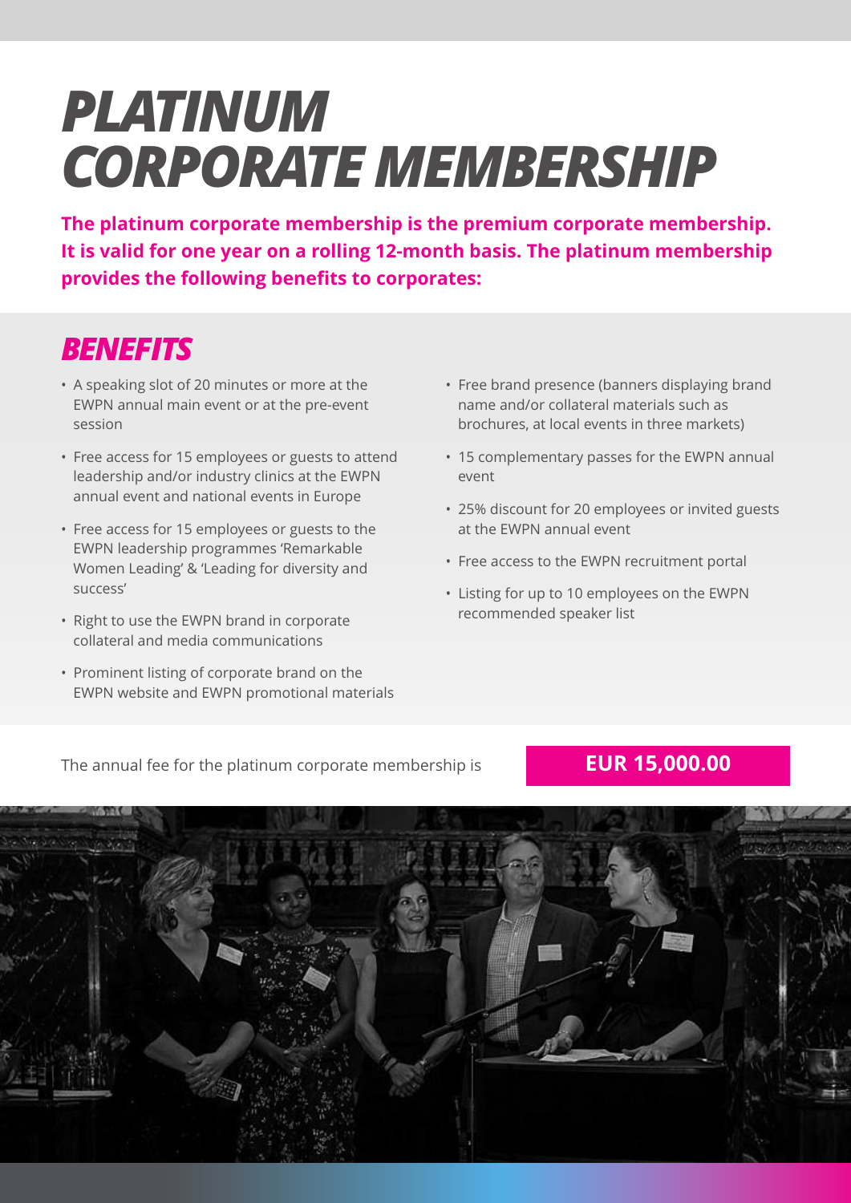# PLATINUM CORPORATE MEMBERSHIP

**The platinum corporate membership is the premium corporate membership. It is valid for one year on a rolling 12-month basis. The platinum membership provides the following benefits to corporates:**

## BENEFITS

- A speaking slot of 20 minutes or more at the EWPN annual main event or at the pre-event session
- Free access for 15 employees or guests to attend leadership and/or industry clinics at the EWPN annual event and national events in Europe
- Free access for 15 employees or guests to the EWPN leadership programmes 'Remarkable Women Leading' & 'Leading for diversity and success'
- Right to use the EWPN brand in corporate collateral and media communications
- Prominent listing of corporate brand on the EWPN website and EWPN promotional materials
- Free brand presence (banners displaying brand name and/or collateral materials such as brochures, at local events in three markets)
- 15 complementary passes for the EWPN annual event
- 25% discount for 20 employees or invited guests at the EWPN annual event
- Free access to the EWPN recruitment portal
- Listing for up to 10 employees on the EWPN recommended speaker list

The annual fee for the platinum corporate membership is **EUR 15,000.00**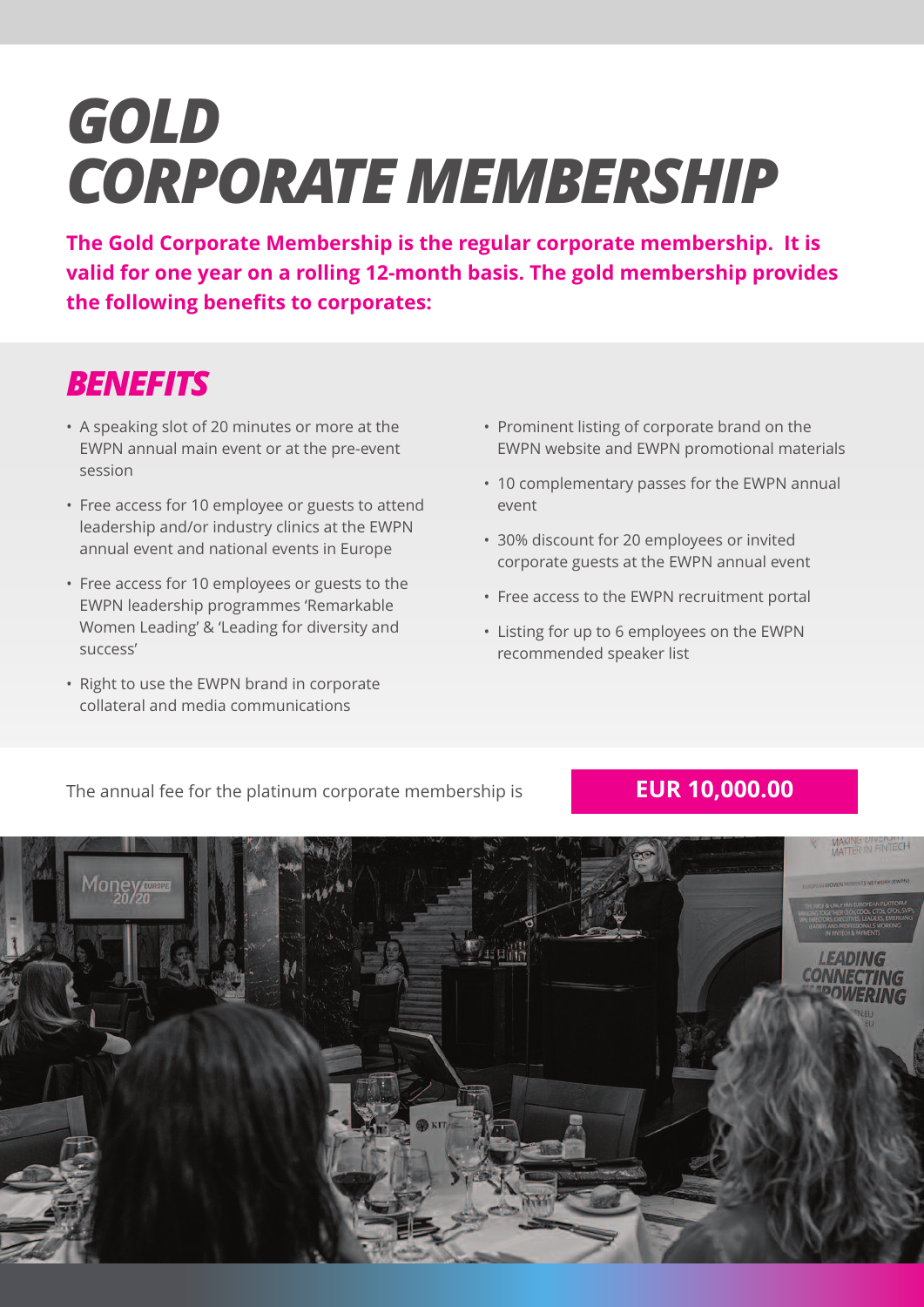# GOLD CORPORATE MEMBERSHIP

**The Gold Corporate Membership is the regular corporate membership. It is valid for one year on a rolling 12-month basis. The gold membership provides the following benefits to corporates:**

## BENEFITS

- A speaking slot of 20 minutes or more at the EWPN annual main event or at the pre-event session
- Free access for 10 employee or guests to attend leadership and/or industry clinics at the EWPN annual event and national events in Europe
- Free access for 10 employees or guests to the EWPN leadership programmes 'Remarkable Women Leading' & 'Leading for diversity and success'
- Right to use the EWPN brand in corporate collateral and media communications
- Prominent listing of corporate brand on the EWPN website and EWPN promotional materials
- 10 complementary passes for the EWPN annual event
- 30% discount for 20 employees or invited corporate guests at the EWPN annual event
- Free access to the EWPN recruitment portal
- Listing for up to 6 employees on the EWPN recommended speaker list

The annual fee for the platinum corporate membership is **EUR 10,000.00**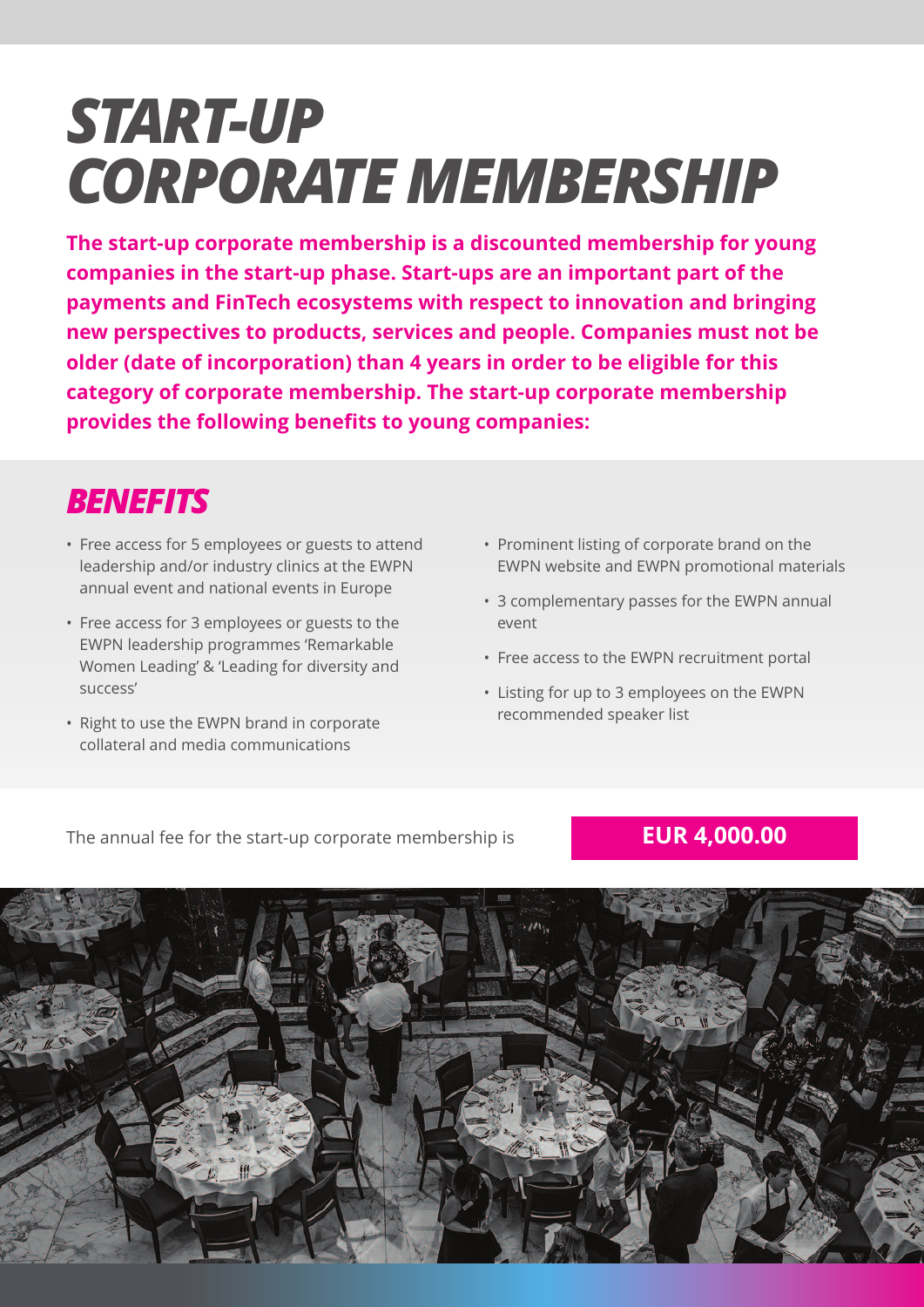# START-UP CORPORATE MEMBERSHIP

**The start-up corporate membership is a discounted membership for young companies in the start-up phase. Start-ups are an important part of the payments and FinTech ecosystems with respect to innovation and bringing new perspectives to products, services and people. Companies must not be older (date of incorporation) than 4 years in order to be eligible for this category of corporate membership. The start-up corporate membership provides the following benefits to young companies:**

## BENEFITS

- Free access for 5 employees or guests to attend leadership and/or industry clinics at the EWPN annual event and national events in Europe
- Free access for 3 employees or guests to the EWPN leadership programmes 'Remarkable Women Leading' & 'Leading for diversity and success'
- Right to use the EWPN brand in corporate collateral and media communications
- Prominent listing of corporate brand on the EWPN website and EWPN promotional materials
- 3 complementary passes for the EWPN annual event
- Free access to the EWPN recruitment portal
- Listing for up to 3 employees on the EWPN recommended speaker list

The annual fee for the start-up corporate membership is **EUR 4,000.00**